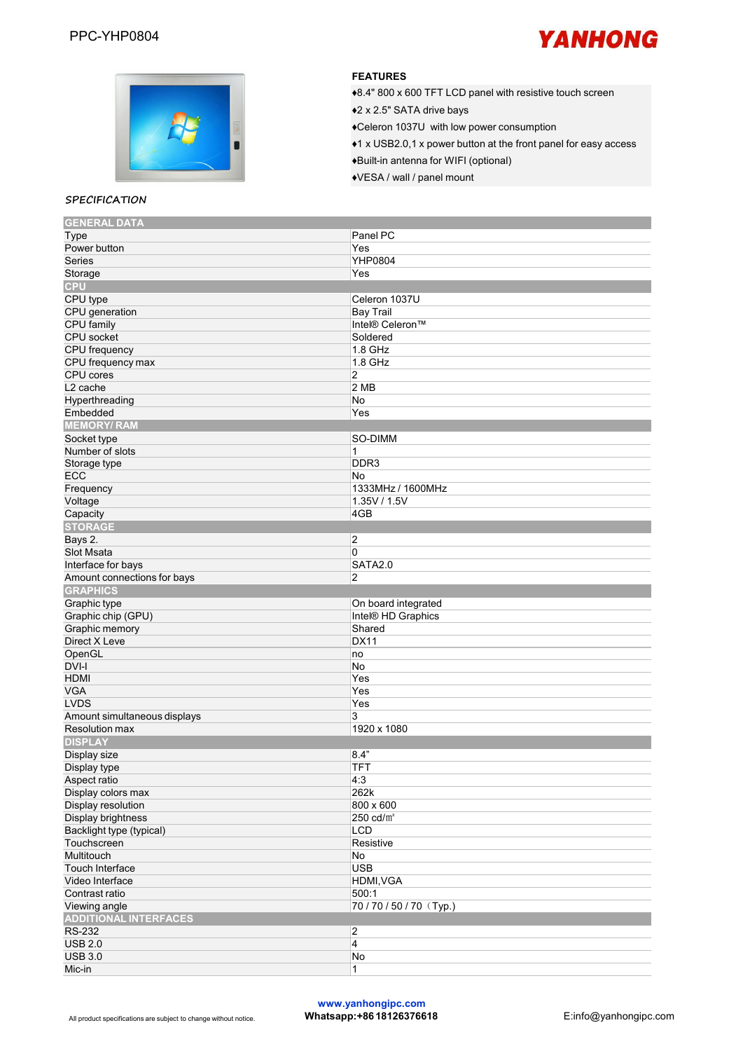# PPC-YHP0804

YANHONG

## FEATURES

- ♦8.4" 800 x 600 TFT LCD panel with resistive touch screen
- ♦2 x 2.5" SATA drive bays
- ♦Celeron 1037U with low power consumption
- ♦1 x USB2.0,1 x power button at the front panel for easy access
- ♦Built-in antenna for WIFI (optional)
- ♦VESA / wall / panel mount

## SPECIFICATION

| GENERAL DATA | |
|---|---|
| Type | Panel PC |
| Power button | Yes |
| Series | YHP0804 |
| Storage | Yes |
| **CPU** | |
| CPU type | Celeron 1037U |
| CPU generation | Bay Trail |
| CPU family | Intel® Celeron™ |
| CPU socket | Soldered |
| CPU frequency | 1.8 GHz |
| CPU frequency max | 1.8 GHz |
| CPU cores | 2 |
| L2 cache | 2 MB |
| Hyperthreading | No |
| Embedded | Yes |
| **MEMORY/ RAM** | |
| Socket type | SO-DIMM |
| Number of slots | 1 |
| Storage type | DDR3 |
| ECC | No |
| Frequency | 1333MHz / 1600MHz |
| Voltage | 1.35V / 1.5V |
| Capacity | 4GB |
| **STORAGE** | |
| Bays 2. | 2 |
| Slot Msata | 0 |
| Interface for bays | SATA2.0 |
| Amount connections for bays | 2 |
| **GRAPHICS** | |
| Graphic type | On board integrated |
| Graphic chip (GPU) | Intel® HD Graphics |
| Graphic memory | Shared |
| Direct X Leve | DX11 |
| OpenGL | no |
| DVI-I | No |
| HDMI | Yes |
| VGA | Yes |
| LVDS | Yes |
| Amount simultaneous displays | 3 |
| Resolution max | 1920 x 1080 |
| **DISPLAY** | |
| Display size | 8.4" |
| Display type | TFT |
| Aspect ratio | 4:3 |
| Display colors max | 262k |
| Display resolution | 800 x 600 |
| Display brightness | 250 cd/m² |
| Backlight type (typical) | LCD |
| Touchscreen | Resistive |
| Multitouch | No |
| Touch Interface | USB |
| Video Interface | HDMI,VGA |
| Contrast ratio | 500:1 |
| Viewing angle | 70 / 70 / 50 / 70（Typ.) |
| **ADDITIONAL INTERFACES** | |
| RS-232 | 2 |
| USB 2.0 | 4 |
| USB 3.0 | No |
| Mic-in | 1 |

All product specifications are subject to change without notice.

www.yanhongipc.com
Whatsapp:+86 18126376618

E:info@yanhongipc.com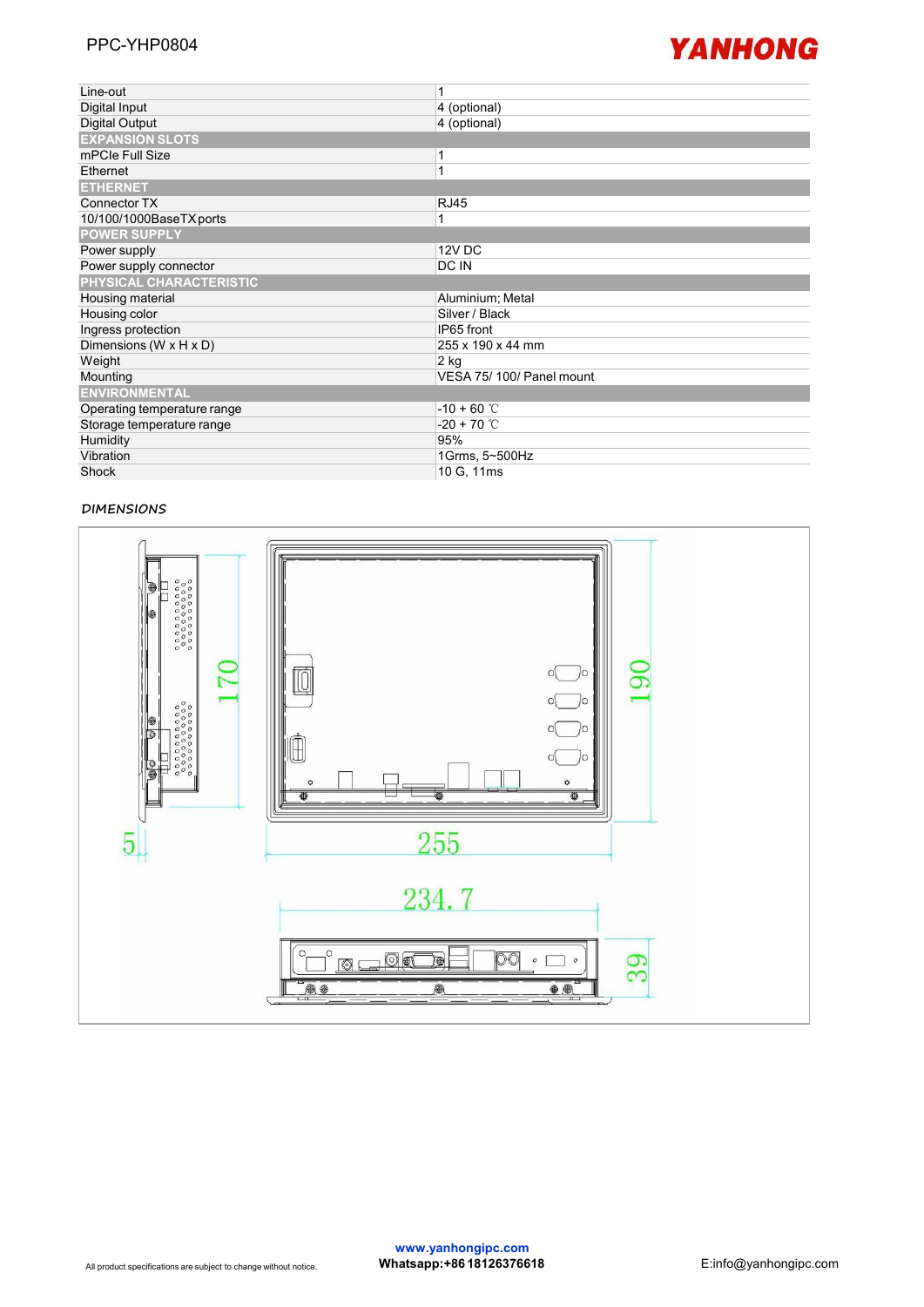| | |
|---|---|
| Line-out | 1 |
| Digital Input | 4 (optional) |
| Digital Output | 4 (optional) |
| **EXPANSION SLOTS** | |
| mPCIe Full Size | 1 |
| Ethernet | 1 |
| **ETHERNET** | |
| Connector TX | RJ45 |
| 10/100/1000BaseTX ports | 1 |
| **POWER SUPPLY** | |
| Power supply | 12V DC |
| Power supply connector | DC IN |
| **PHYSICAL CHARACTERISTIC** | |
| Housing material | Aluminium; Metal |
| Housing color | Silver / Black |
| Ingress protection | IP65 front |
| Dimensions (W x H x D) | 255 x 190 x 44 mm |
| Weight | 2 kg |
| Mounting | VESA 75/ 100/ Panel mount |
| **ENVIRONMENTAL** | |
| Operating temperature range | -10 + 60 ℃ |
| Storage temperature range | -20 + 70 ℃ |
| Humidity | 95% |
| Vibration | 1Grms, 5~500Hz |
| Shock | 10 G, 11ms |

### *DIMENSIONS*

170

190

5

255

234.7

39

All product specifications are subject to change without notice.

www.yanhongipc.com
Whatsapp:+86 18126376618

E:info@yanhongipc.com